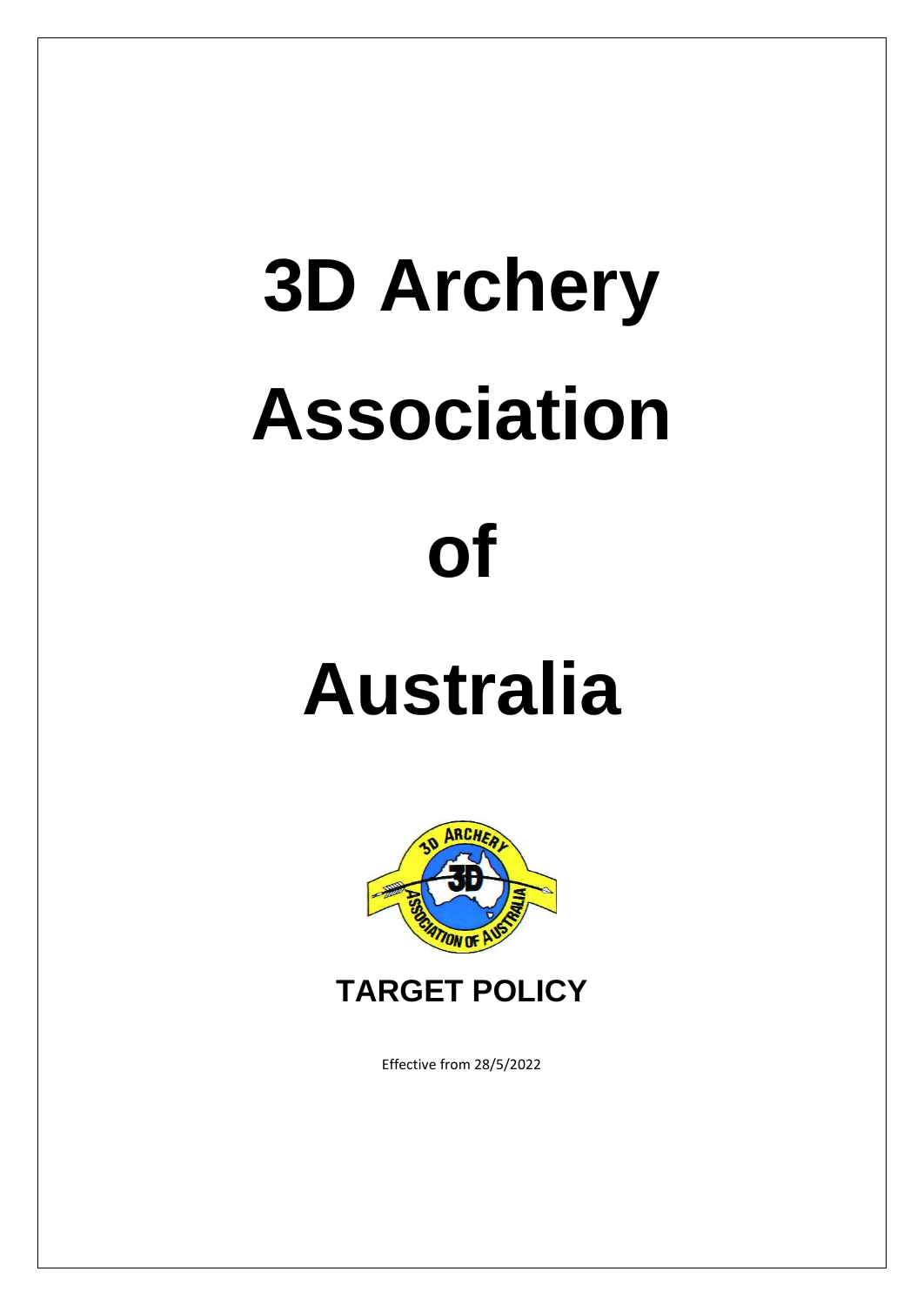# 3D Archery Association of Australia

## TARGET POLICY

Effective from 28/5/2022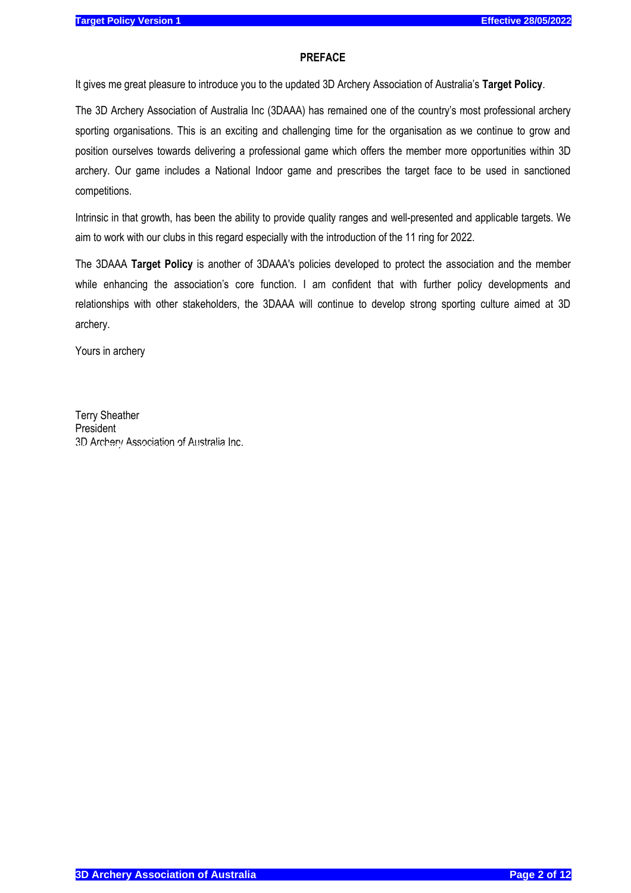## PREFACE

It gives me great pleasure to introduce you to the updated 3D Archery Association of Australia's **Target Policy**.

The 3D Archery Association of Australia Inc (3DAAA) has remained one of the country's most professional archery sporting organisations. This is an exciting and challenging time for the organisation as we continue to grow and position ourselves towards delivering a professional game which offers the member more opportunities within 3D archery. Our game includes a National Indoor game and prescribes the target face to be used in sanctioned competitions.

Intrinsic in that growth, has been the ability to provide quality ranges and well-presented and applicable targets. We aim to work with our clubs in this regard especially with the introduction of the 11 ring for 2022.

The 3DAAA **Target Policy** is another of 3DAAA's policies developed to protect the association and the member while enhancing the association's core function. I am confident that with further policy developments and relationships with other stakeholders, the 3DAAA will continue to develop strong sporting culture aimed at 3D archery.

Yours in archery

Terry Sheather
President
3D Archery Association of Australia Inc.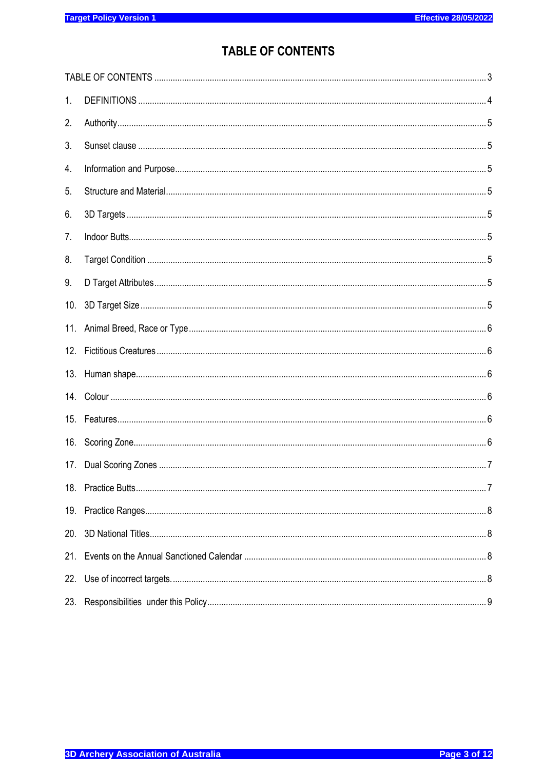# TABLE OF CONTENTS

TABLE OF CONTENTS ........................................ 3

1. DEFINITIONS ........................................ 4
2. Authority ........................................ 5
3. Sunset clause ........................................ 5
4. Information and Purpose ........................................ 5
5. Structure and Material ........................................ 5
6. 3D Targets ........................................ 5
7. Indoor Butts ........................................ 5
8. Target Condition ........................................ 5
9. D Target Attributes ........................................ 5
10. 3D Target Size ........................................ 5
11. Animal Breed, Race or Type ........................................ 6
12. Fictitious Creatures ........................................ 6
13. Human shape ........................................ 6
14. Colour ........................................ 6
15. Features ........................................ 6
16. Scoring Zone ........................................ 6
17. Dual Scoring Zones ........................................ 7
18. Practice Butts ........................................ 7
19. Practice Ranges ........................................ 8
20. 3D National Titles ........................................ 8
21. Events on the Annual Sanctioned Calendar ........................................ 8
22. Use of incorrect targets. ........................................ 8
23. Responsibilities under this Policy ........................................ 9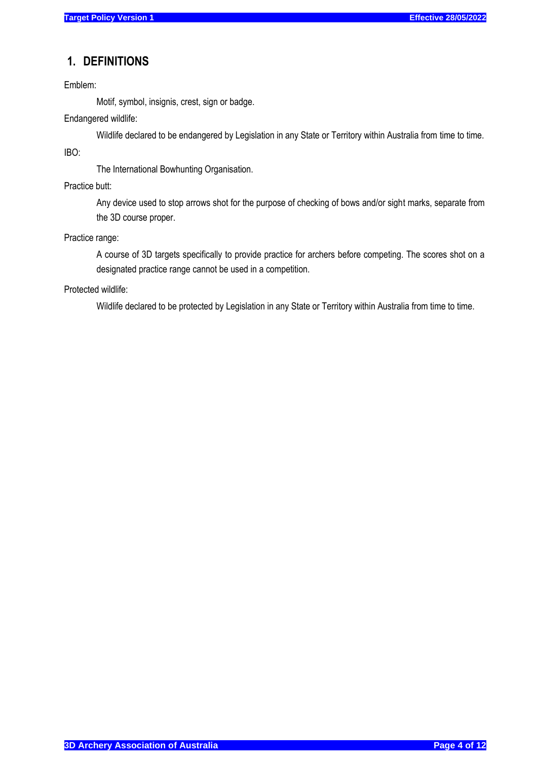## 1. DEFINITIONS

Emblem:

Motif, symbol, insignis, crest, sign or badge.

Endangered wildlife:

Wildlife declared to be endangered by Legislation in any State or Territory within Australia from time to time.

IBO:

The International Bowhunting Organisation.

Practice butt:

Any device used to stop arrows shot for the purpose of checking of bows and/or sight marks, separate from the 3D course proper.

Practice range:

A course of 3D targets specifically to provide practice for archers before competing. The scores shot on a designated practice range cannot be used in a competition.

Protected wildlife:

Wildlife declared to be protected by Legislation in any State or Territory within Australia from time to time.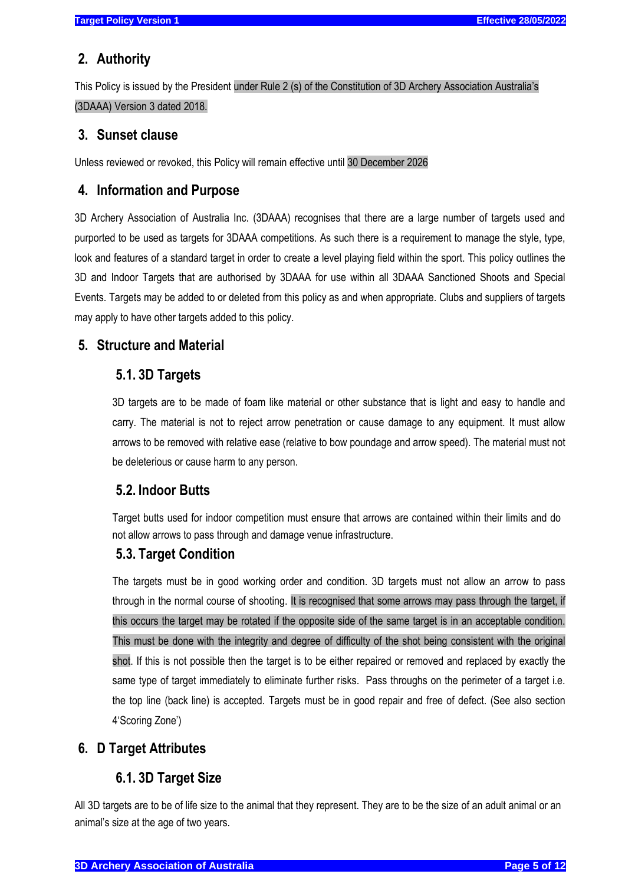## 2. Authority

This Policy is issued by the President under Rule 2 (s) of the Constitution of 3D Archery Association Australia's (3DAAA) Version 3 dated 2018.

## 3. Sunset clause

Unless reviewed or revoked, this Policy will remain effective until 30 December 2026

## 4. Information and Purpose

3D Archery Association of Australia Inc. (3DAAA) recognises that there are a large number of targets used and purported to be used as targets for 3DAAA competitions. As such there is a requirement to manage the style, type, look and features of a standard target in order to create a level playing field within the sport. This policy outlines the 3D and Indoor Targets that are authorised by 3DAAA for use within all 3DAAA Sanctioned Shoots and Special Events. Targets may be added to or deleted from this policy as and when appropriate. Clubs and suppliers of targets may apply to have other targets added to this policy.

## 5. Structure and Material

### 5.1. 3D Targets

3D targets are to be made of foam like material or other substance that is light and easy to handle and carry. The material is not to reject arrow penetration or cause damage to any equipment. It must allow arrows to be removed with relative ease (relative to bow poundage and arrow speed). The material must not be deleterious or cause harm to any person.

### 5.2. Indoor Butts

Target butts used for indoor competition must ensure that arrows are contained within their limits and do not allow arrows to pass through and damage venue infrastructure.

### 5.3. Target Condition

The targets must be in good working order and condition. 3D targets must not allow an arrow to pass through in the normal course of shooting. It is recognised that some arrows may pass through the target, if this occurs the target may be rotated if the opposite side of the same target is in an acceptable condition. This must be done with the integrity and degree of difficulty of the shot being consistent with the original shot. If this is not possible then the target is to be either repaired or removed and replaced by exactly the same type of target immediately to eliminate further risks. Pass throughs on the perimeter of a target i.e. the top line (back line) is accepted. Targets must be in good repair and free of defect. (See also section 4'Scoring Zone')

## 6. D Target Attributes

### 6.1. 3D Target Size

All 3D targets are to be of life size to the animal that they represent. They are to be the size of an adult animal or an animal's size at the age of two years.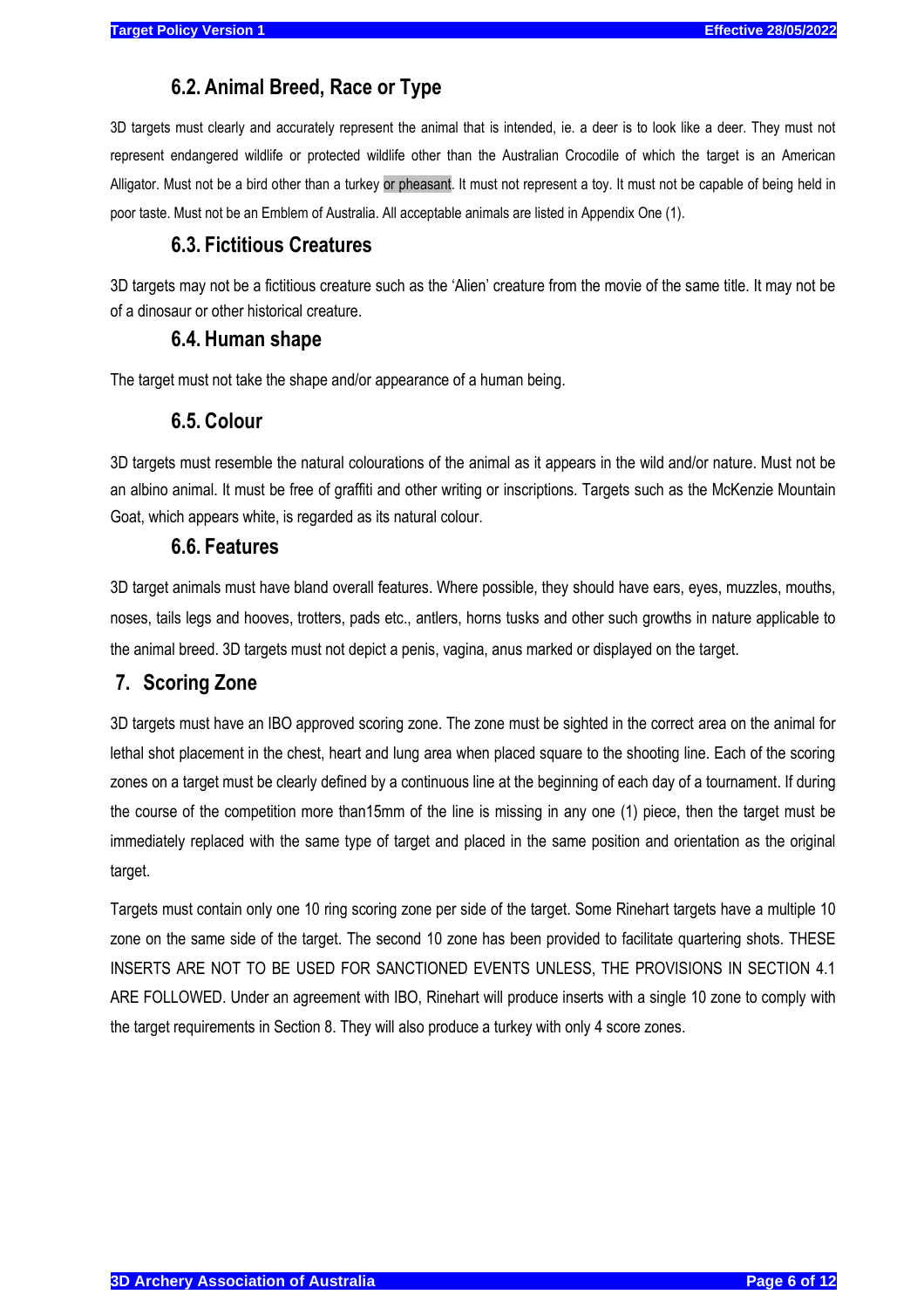### 6.2. Animal Breed, Race or Type

3D targets must clearly and accurately represent the animal that is intended, ie. a deer is to look like a deer. They must not represent endangered wildlife or protected wildlife other than the Australian Crocodile of which the target is an American Alligator. Must not be a bird other than a turkey or pheasant. It must not represent a toy. It must not be capable of being held in poor taste. Must not be an Emblem of Australia. All acceptable animals are listed in Appendix One (1).

### 6.3. Fictitious Creatures

3D targets may not be a fictitious creature such as the 'Alien' creature from the movie of the same title. It may not be of a dinosaur or other historical creature.

### 6.4. Human shape

The target must not take the shape and/or appearance of a human being.

### 6.5. Colour

3D targets must resemble the natural colourations of the animal as it appears in the wild and/or nature. Must not be an albino animal. It must be free of graffiti and other writing or inscriptions. Targets such as the McKenzie Mountain Goat, which appears white, is regarded as its natural colour.

### 6.6. Features

3D target animals must have bland overall features. Where possible, they should have ears, eyes, muzzles, mouths, noses, tails legs and hooves, trotters, pads etc., antlers, horns tusks and other such growths in nature applicable to the animal breed. 3D targets must not depict a penis, vagina, anus marked or displayed on the target.

## 7. Scoring Zone

3D targets must have an IBO approved scoring zone. The zone must be sighted in the correct area on the animal for lethal shot placement in the chest, heart and lung area when placed square to the shooting line. Each of the scoring zones on a target must be clearly defined by a continuous line at the beginning of each day of a tournament. If during the course of the competition more than15mm of the line is missing in any one (1) piece, then the target must be immediately replaced with the same type of target and placed in the same position and orientation as the original target.

Targets must contain only one 10 ring scoring zone per side of the target. Some Rinehart targets have a multiple 10 zone on the same side of the target. The second 10 zone has been provided to facilitate quartering shots. THESE INSERTS ARE NOT TO BE USED FOR SANCTIONED EVENTS UNLESS, THE PROVISIONS IN SECTION 4.1 ARE FOLLOWED. Under an agreement with IBO, Rinehart will produce inserts with a single 10 zone to comply with the target requirements in Section 8. They will also produce a turkey with only 4 score zones.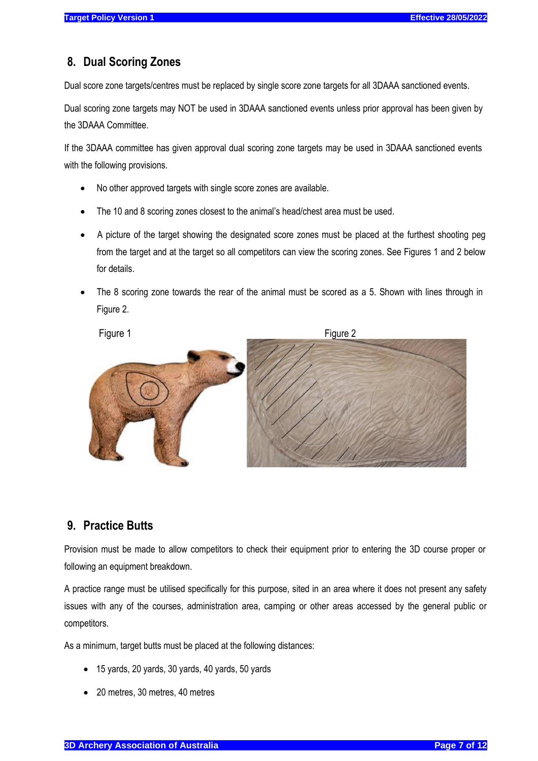## 8. Dual Scoring Zones

Dual score zone targets/centres must be replaced by single score zone targets for all 3DAAA sanctioned events.

Dual scoring zone targets may NOT be used in 3DAAA sanctioned events unless prior approval has been given by the 3DAAA Committee.

If the 3DAAA committee has given approval dual scoring zone targets may be used in 3DAAA sanctioned events with the following provisions.

- No other approved targets with single score zones are available.
- The 10 and 8 scoring zones closest to the animal's head/chest area must be used.
- A picture of the target showing the designated score zones must be placed at the furthest shooting peg from the target and at the target so all competitors can view the scoring zones. See Figures 1 and 2 below for details.
- The 8 scoring zone towards the rear of the animal must be scored as a 5. Shown with lines through in Figure 2.

Figure 1

Figure 2

## 9. Practice Butts

Provision must be made to allow competitors to check their equipment prior to entering the 3D course proper or following an equipment breakdown.

A practice range must be utilised specifically for this purpose, sited in an area where it does not present any safety issues with any of the courses, administration area, camping or other areas accessed by the general public or competitors.

As a minimum, target butts must be placed at the following distances:

- 15 yards, 20 yards, 30 yards, 40 yards, 50 yards
- 20 metres, 30 metres, 40 metres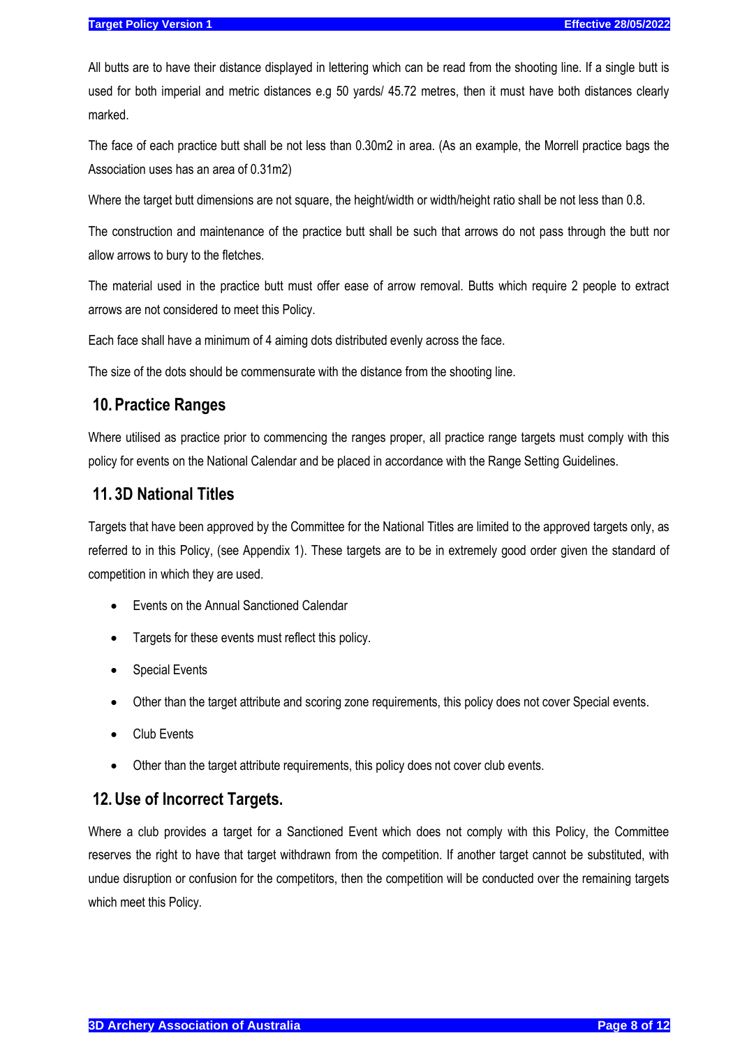All butts are to have their distance displayed in lettering which can be read from the shooting line. If a single butt is used for both imperial and metric distances e.g 50 yards/ 45.72 metres, then it must have both distances clearly marked.

The face of each practice butt shall be not less than 0.30m2 in area. (As an example, the Morrell practice bags the Association uses has an area of 0.31m2)

Where the target butt dimensions are not square, the height/width or width/height ratio shall be not less than 0.8.

The construction and maintenance of the practice butt shall be such that arrows do not pass through the butt nor allow arrows to bury to the fletches.

The material used in the practice butt must offer ease of arrow removal. Butts which require 2 people to extract arrows are not considered to meet this Policy.

Each face shall have a minimum of 4 aiming dots distributed evenly across the face.

The size of the dots should be commensurate with the distance from the shooting line.

## 10. Practice Ranges

Where utilised as practice prior to commencing the ranges proper, all practice range targets must comply with this policy for events on the National Calendar and be placed in accordance with the Range Setting Guidelines.

## 11. 3D National Titles

Targets that have been approved by the Committee for the National Titles are limited to the approved targets only, as referred to in this Policy, (see Appendix 1). These targets are to be in extremely good order given the standard of competition in which they are used.

- Events on the Annual Sanctioned Calendar
- Targets for these events must reflect this policy.
- Special Events
- Other than the target attribute and scoring zone requirements, this policy does not cover Special events.
- Club Events
- Other than the target attribute requirements, this policy does not cover club events.

## 12. Use of Incorrect Targets.

Where a club provides a target for a Sanctioned Event which does not comply with this Policy, the Committee reserves the right to have that target withdrawn from the competition. If another target cannot be substituted, with undue disruption or confusion for the competitors, then the competition will be conducted over the remaining targets which meet this Policy.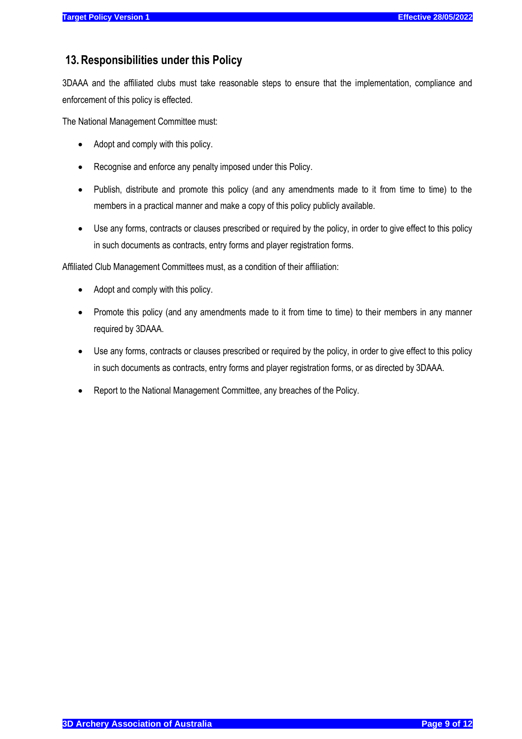## 13. Responsibilities under this Policy

3DAAA and the affiliated clubs must take reasonable steps to ensure that the implementation, compliance and enforcement of this policy is effected.

The National Management Committee must:

- Adopt and comply with this policy.
- Recognise and enforce any penalty imposed under this Policy.
- Publish, distribute and promote this policy (and any amendments made to it from time to time) to the members in a practical manner and make a copy of this policy publicly available.
- Use any forms, contracts or clauses prescribed or required by the policy, in order to give effect to this policy in such documents as contracts, entry forms and player registration forms.

Affiliated Club Management Committees must, as a condition of their affiliation:

- Adopt and comply with this policy.
- Promote this policy (and any amendments made to it from time to time) to their members in any manner required by 3DAAA.
- Use any forms, contracts or clauses prescribed or required by the policy, in order to give effect to this policy in such documents as contracts, entry forms and player registration forms, or as directed by 3DAAA.
- Report to the National Management Committee, any breaches of the Policy.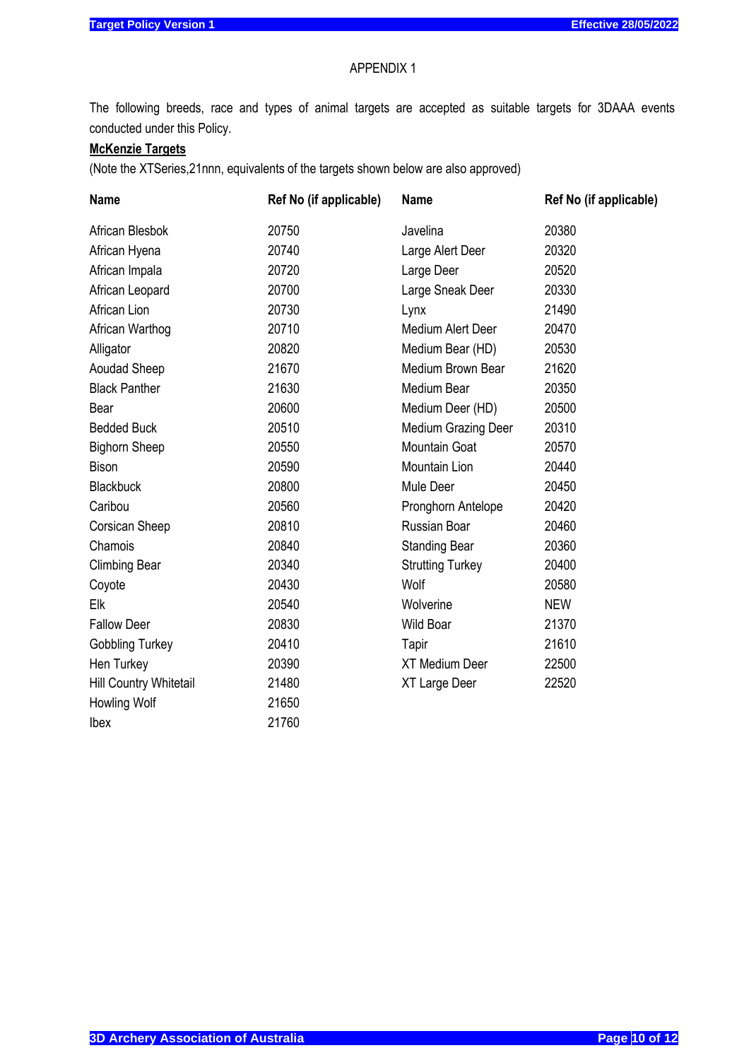APPENDIX 1

The following breeds, race and types of animal targets are accepted as suitable targets for 3DAAA events conducted under this Policy.

**McKenzie Targets**

(Note the XTSeries,21nnn, equivalents of the targets shown below are also approved)

| Name | Ref No (if applicable) | Name | Ref No (if applicable) |
|---|---|---|---|
| African Blesbok | 20750 | Javelina | 20380 |
| African Hyena | 20740 | Large Alert Deer | 20320 |
| African Impala | 20720 | Large Deer | 20520 |
| African Leopard | 20700 | Large Sneak Deer | 20330 |
| African Lion | 20730 | Lynx | 21490 |
| African Warthog | 20710 | Medium Alert Deer | 20470 |
| Alligator | 20820 | Medium Bear (HD) | 20530 |
| Aoudad Sheep | 21670 | Medium Brown Bear | 21620 |
| Black Panther | 21630 | Medium Bear | 20350 |
| Bear | 20600 | Medium Deer (HD) | 20500 |
| Bedded Buck | 20510 | Medium Grazing Deer | 20310 |
| Bighorn Sheep | 20550 | Mountain Goat | 20570 |
| Bison | 20590 | Mountain Lion | 20440 |
| Blackbuck | 20800 | Mule Deer | 20450 |
| Caribou | 20560 | Pronghorn Antelope | 20420 |
| Corsican Sheep | 20810 | Russian Boar | 20460 |
| Chamois | 20840 | Standing Bear | 20360 |
| Climbing Bear | 20340 | Strutting Turkey | 20400 |
| Coyote | 20430 | Wolf | 20580 |
| Elk | 20540 | Wolverine | NEW |
| Fallow Deer | 20830 | Wild Boar | 21370 |
| Gobbling Turkey | 20410 | Tapir | 21610 |
| Hen Turkey | 20390 | XT Medium Deer | 22500 |
| Hill Country Whitetail | 21480 | XT Large Deer | 22520 |
| Howling Wolf | 21650 | | |
| Ibex | 21760 | | |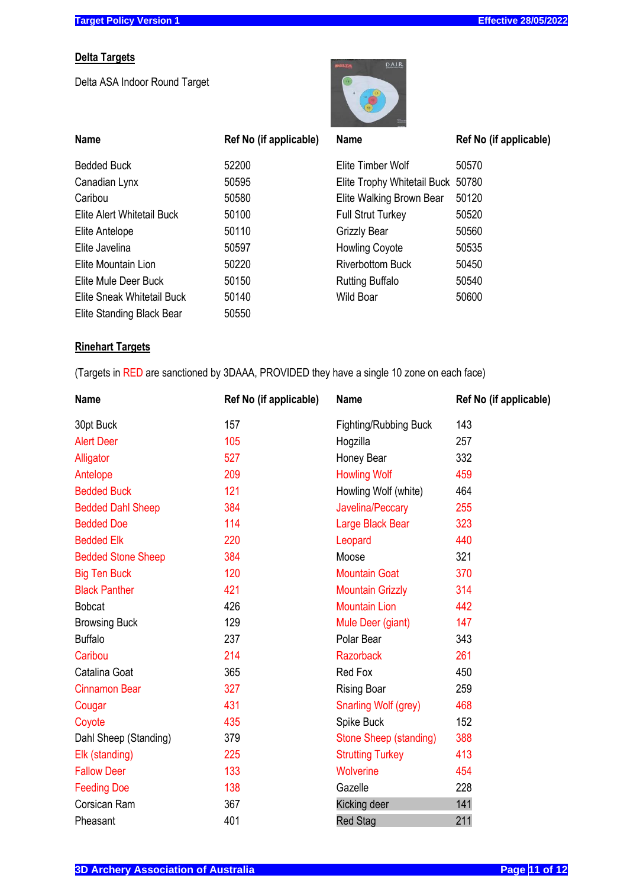## Delta Targets

Delta ASA Indoor Round Target

| Name | Ref No (if applicable) | Name | Ref No (if applicable) |
|---|---|---|---|
| Bedded Buck | 52200 | Elite Timber Wolf | 50570 |
| Canadian Lynx | 50595 | Elite Trophy Whitetail Buck | 50780 |
| Caribou | 50580 | Elite Walking Brown Bear | 50120 |
| Elite Alert Whitetail Buck | 50100 | Full Strut Turkey | 50520 |
| Elite Antelope | 50110 | Grizzly Bear | 50560 |
| Elite Javelina | 50597 | Howling Coyote | 50535 |
| Elite Mountain Lion | 50220 | Riverbottom Buck | 50450 |
| Elite Mule Deer Buck | 50150 | Rutting Buffalo | 50540 |
| Elite Sneak Whitetail Buck | 50140 | Wild Boar | 50600 |
| Elite Standing Black Bear | 50550 | | |

## Rinehart Targets

(Targets in RED are sanctioned by 3DAAA, PROVIDED they have a single 10 zone on each face)

| Name | Ref No (if applicable) | Name | Ref No (if applicable) |
|---|---|---|---|
| 30pt Buck | 157 | Fighting/Rubbing Buck | 143 |
| Alert Deer | 105 | Hogzilla | 257 |
| Alligator | 527 | Honey Bear | 332 |
| Antelope | 209 | Howling Wolf | 459 |
| Bedded Buck | 121 | Howling Wolf (white) | 464 |
| Bedded Dahl Sheep | 384 | Javelina/Peccary | 255 |
| Bedded Doe | 114 | Large Black Bear | 323 |
| Bedded Elk | 220 | Leopard | 440 |
| Bedded Stone Sheep | 384 | Moose | 321 |
| Big Ten Buck | 120 | Mountain Goat | 370 |
| Black Panther | 421 | Mountain Grizzly | 314 |
| Bobcat | 426 | Mountain Lion | 442 |
| Browsing Buck | 129 | Mule Deer (giant) | 147 |
| Buffalo | 237 | Polar Bear | 343 |
| Caribou | 214 | Razorback | 261 |
| Catalina Goat | 365 | Red Fox | 450 |
| Cinnamon Bear | 327 | Rising Boar | 259 |
| Cougar | 431 | Snarling Wolf (grey) | 468 |
| Coyote | 435 | Spike Buck | 152 |
| Dahl Sheep (Standing) | 379 | Stone Sheep (standing) | 388 |
| Elk (standing) | 225 | Strutting Turkey | 413 |
| Fallow Deer | 133 | Wolverine | 454 |
| Feeding Doe | 138 | Gazelle | 228 |
| Corsican Ram | 367 | Kicking deer | 141 |
| Pheasant | 401 | Red Stag | 211 |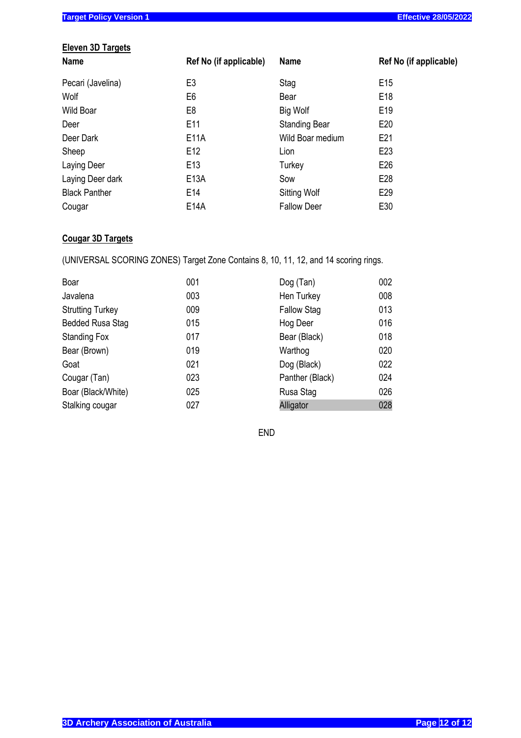## Eleven 3D Targets

| Name | Ref No (if applicable) | Name | Ref No (if applicable) |
|---|---|---|---|
| Pecari (Javelina) | E3 | Stag | E15 |
| Wolf | E6 | Bear | E18 |
| Wild Boar | E8 | Big Wolf | E19 |
| Deer | E11 | Standing Bear | E20 |
| Deer Dark | E11A | Wild Boar medium | E21 |
| Sheep | E12 | Lion | E23 |
| Laying Deer | E13 | Turkey | E26 |
| Laying Deer dark | E13A | Sow | E28 |
| Black Panther | E14 | Sitting Wolf | E29 |
| Cougar | E14A | Fallow Deer | E30 |

## Cougar 3D Targets

(UNIVERSAL SCORING ZONES) Target Zone Contains 8, 10, 11, 12, and 14 scoring rings.

| | | | |
|---|---|---|---|
| Boar | 001 | Dog (Tan) | 002 |
| Javalena | 003 | Hen Turkey | 008 |
| Strutting Turkey | 009 | Fallow Stag | 013 |
| Bedded Rusa Stag | 015 | Hog Deer | 016 |
| Standing Fox | 017 | Bear (Black) | 018 |
| Bear (Brown) | 019 | Warthog | 020 |
| Goat | 021 | Dog (Black) | 022 |
| Cougar (Tan) | 023 | Panther (Black) | 024 |
| Boar (Black/White) | 025 | Rusa Stag | 026 |
| Stalking cougar | 027 | Alligator | 028 |

END